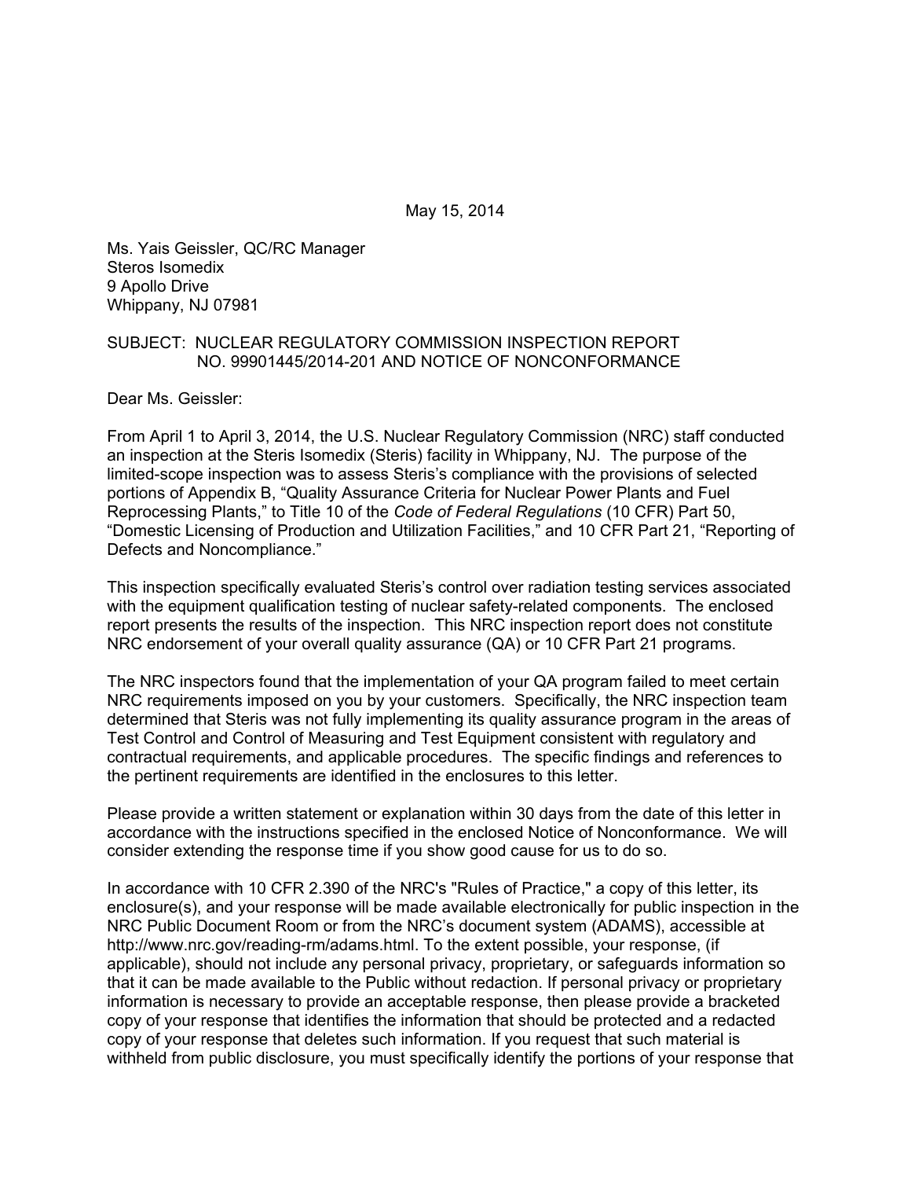May 15, 2014

Ms. Yais Geissler, QC/RC Manager
Steros Isomedix
9 Apollo Drive
Whippany, NJ 07981

SUBJECT: NUCLEAR REGULATORY COMMISSION INSPECTION REPORT NO. 99901445/2014-201 AND NOTICE OF NONCONFORMANCE

Dear Ms. Geissler:

From April 1 to April 3, 2014, the U.S. Nuclear Regulatory Commission (NRC) staff conducted an inspection at the Steris Isomedix (Steris) facility in Whippany, NJ. The purpose of the limited-scope inspection was to assess Steris's compliance with the provisions of selected portions of Appendix B, "Quality Assurance Criteria for Nuclear Power Plants and Fuel Reprocessing Plants," to Title 10 of the *Code of Federal Regulations* (10 CFR) Part 50, "Domestic Licensing of Production and Utilization Facilities," and 10 CFR Part 21, "Reporting of Defects and Noncompliance."

This inspection specifically evaluated Steris's control over radiation testing services associated with the equipment qualification testing of nuclear safety-related components. The enclosed report presents the results of the inspection. This NRC inspection report does not constitute NRC endorsement of your overall quality assurance (QA) or 10 CFR Part 21 programs.

The NRC inspectors found that the implementation of your QA program failed to meet certain NRC requirements imposed on you by your customers. Specifically, the NRC inspection team determined that Steris was not fully implementing its quality assurance program in the areas of Test Control and Control of Measuring and Test Equipment consistent with regulatory and contractual requirements, and applicable procedures. The specific findings and references to the pertinent requirements are identified in the enclosures to this letter.

Please provide a written statement or explanation within 30 days from the date of this letter in accordance with the instructions specified in the enclosed Notice of Nonconformance. We will consider extending the response time if you show good cause for us to do so.

In accordance with 10 CFR 2.390 of the NRC's "Rules of Practice," a copy of this letter, its enclosure(s), and your response will be made available electronically for public inspection in the NRC Public Document Room or from the NRC's document system (ADAMS), accessible at http://www.nrc.gov/reading-rm/adams.html. To the extent possible, your response, (if applicable), should not include any personal privacy, proprietary, or safeguards information so that it can be made available to the Public without redaction. If personal privacy or proprietary information is necessary to provide an acceptable response, then please provide a bracketed copy of your response that identifies the information that should be protected and a redacted copy of your response that deletes such information. If you request that such material is withheld from public disclosure, you must specifically identify the portions of your response that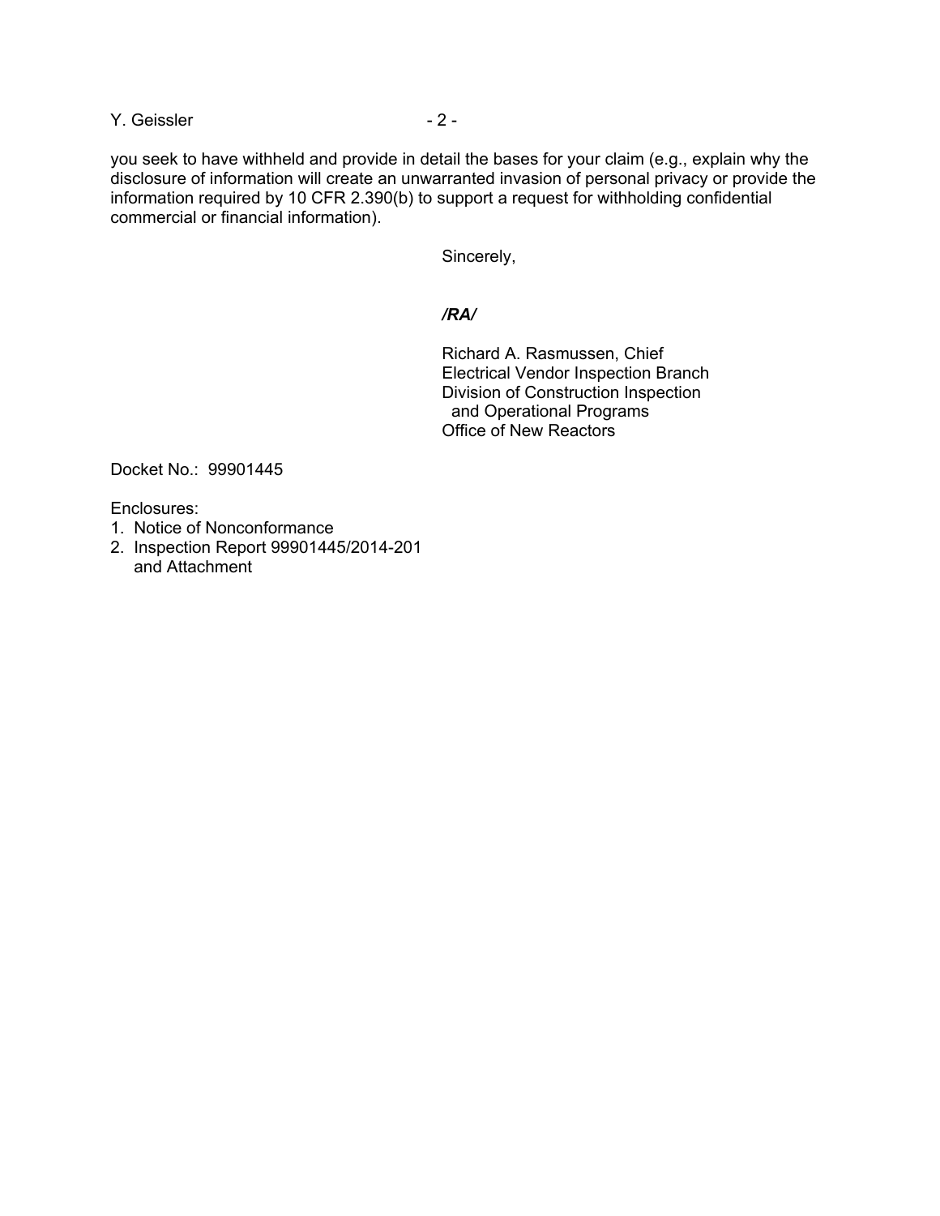you seek to have withheld and provide in detail the bases for your claim (e.g., explain why the disclosure of information will create an unwarranted invasion of personal privacy or provide the information required by 10 CFR 2.390(b) to support a request for withholding confidential commercial or financial information).

Sincerely,

***/RA/***

Richard A. Rasmussen, Chief
Electrical Vendor Inspection Branch
Division of Construction Inspection
and Operational Programs
Office of New Reactors

Docket No.: 99901445

Enclosures:
1. Notice of Nonconformance
2. Inspection Report 99901445/2014-201
   and Attachment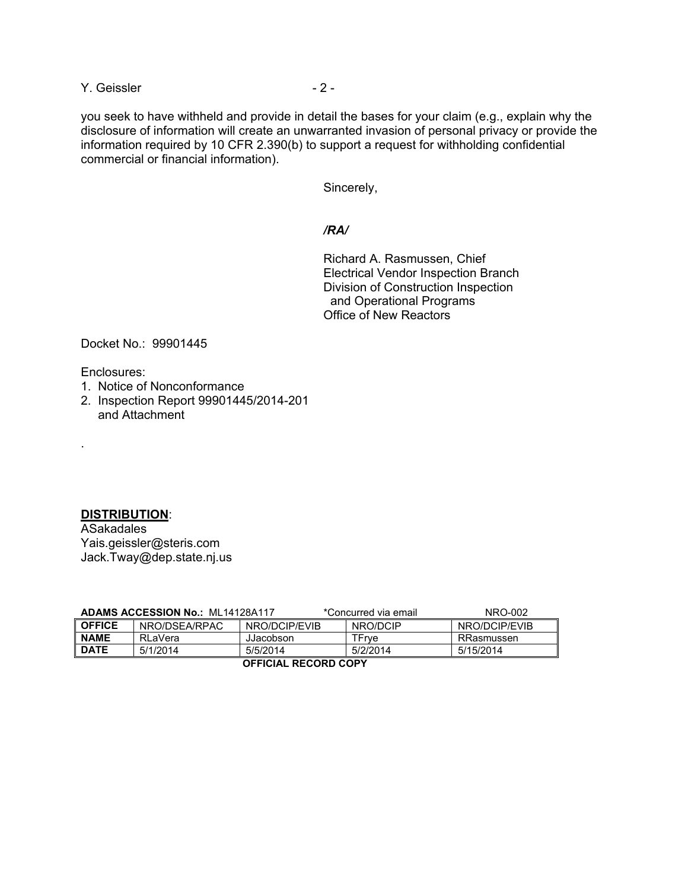you seek to have withheld and provide in detail the bases for your claim (e.g., explain why the disclosure of information will create an unwarranted invasion of personal privacy or provide the information required by 10 CFR 2.390(b) to support a request for withholding confidential commercial or financial information).

Sincerely,

*/RA/*

Richard A. Rasmussen, Chief
Electrical Vendor Inspection Branch
Division of Construction Inspection
and Operational Programs
Office of New Reactors

Docket No.: 99901445

Enclosures:
1. Notice of Nonconformance
2. Inspection Report 99901445/2014-201
   and Attachment

.

**DISTRIBUTION**:
ASakadales
Yais.geissler@steris.com
Jack.Tway@dep.state.nj.us

**ADAMS ACCESSION No.:** ML14128A117 *Concurred via email NRO-002

| OFFICE | NRO/DSEA/RPAC | NRO/DCIP/EVIB | NRO/DCIP | NRO/DCIP/EVIB |
|---|---|---|---|---|
| NAME | RLaVera | JJacobson | TFrye | RRasmussen |
| DATE | 5/1/2014 | 5/5/2014 | 5/2/2014 | 5/15/2014 |

**OFFICIAL RECORD COPY**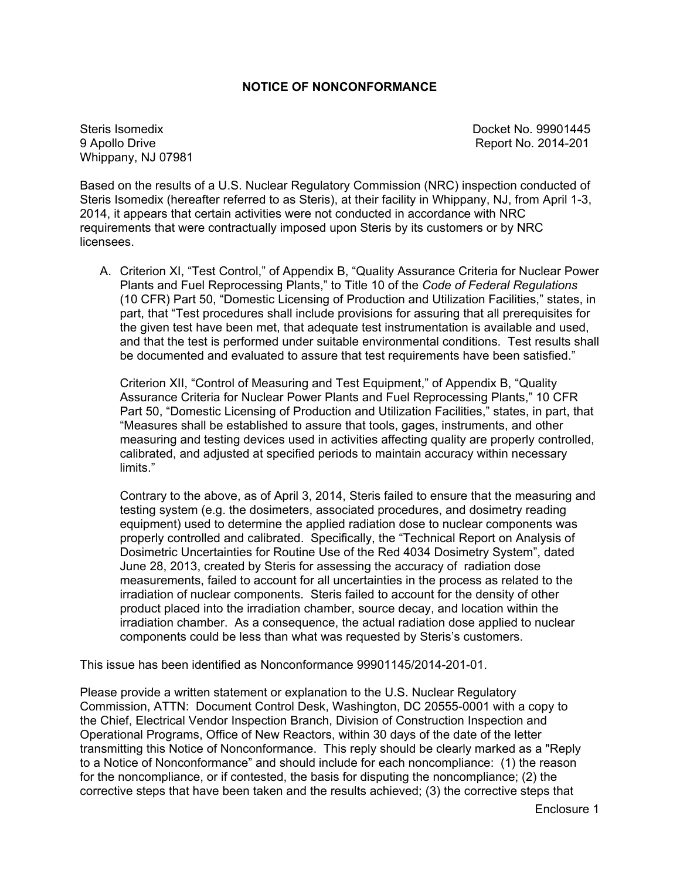## NOTICE OF NONCONFORMANCE

Steris Isomedix
9 Apollo Drive
Whippany, NJ 07981

Docket No. 99901445
Report No. 2014-201

Based on the results of a U.S. Nuclear Regulatory Commission (NRC) inspection conducted of Steris Isomedix (hereafter referred to as Steris), at their facility in Whippany, NJ, from April 1-3, 2014, it appears that certain activities were not conducted in accordance with NRC requirements that were contractually imposed upon Steris by its customers or by NRC licensees.

A. Criterion XI, "Test Control," of Appendix B, "Quality Assurance Criteria for Nuclear Power Plants and Fuel Reprocessing Plants," to Title 10 of the *Code of Federal Regulations* (10 CFR) Part 50, "Domestic Licensing of Production and Utilization Facilities," states, in part, that "Test procedures shall include provisions for assuring that all prerequisites for the given test have been met, that adequate test instrumentation is available and used, and that the test is performed under suitable environmental conditions. Test results shall be documented and evaluated to assure that test requirements have been satisfied."

   Criterion XII, "Control of Measuring and Test Equipment," of Appendix B, "Quality Assurance Criteria for Nuclear Power Plants and Fuel Reprocessing Plants," 10 CFR Part 50, "Domestic Licensing of Production and Utilization Facilities," states, in part, that "Measures shall be established to assure that tools, gages, instruments, and other measuring and testing devices used in activities affecting quality are properly controlled, calibrated, and adjusted at specified periods to maintain accuracy within necessary limits."

   Contrary to the above, as of April 3, 2014, Steris failed to ensure that the measuring and testing system (e.g. the dosimeters, associated procedures, and dosimetry reading equipment) used to determine the applied radiation dose to nuclear components was properly controlled and calibrated. Specifically, the "Technical Report on Analysis of Dosimetric Uncertainties for Routine Use of the Red 4034 Dosimetry System", dated June 28, 2013, created by Steris for assessing the accuracy of radiation dose measurements, failed to account for all uncertainties in the process as related to the irradiation of nuclear components. Steris failed to account for the density of other product placed into the irradiation chamber, source decay, and location within the irradiation chamber. As a consequence, the actual radiation dose applied to nuclear components could be less than what was requested by Steris's customers.

This issue has been identified as Nonconformance 99901145/2014-201-01.

Please provide a written statement or explanation to the U.S. Nuclear Regulatory Commission, ATTN: Document Control Desk, Washington, DC 20555-0001 with a copy to the Chief, Electrical Vendor Inspection Branch, Division of Construction Inspection and Operational Programs, Office of New Reactors, within 30 days of the date of the letter transmitting this Notice of Nonconformance. This reply should be clearly marked as a "Reply to a Notice of Nonconformance" and should include for each noncompliance: (1) the reason for the noncompliance, or if contested, the basis for disputing the noncompliance; (2) the corrective steps that have been taken and the results achieved; (3) the corrective steps that

Enclosure 1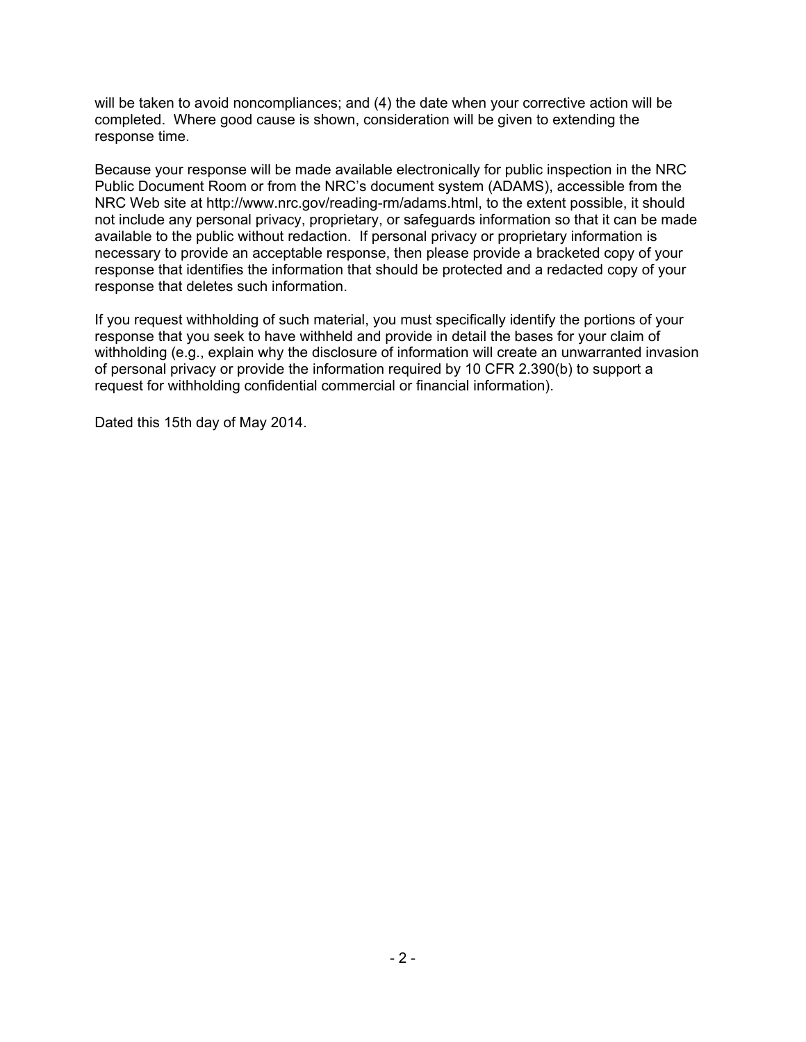will be taken to avoid noncompliances; and (4) the date when your corrective action will be completed. Where good cause is shown, consideration will be given to extending the response time.

Because your response will be made available electronically for public inspection in the NRC Public Document Room or from the NRC's document system (ADAMS), accessible from the NRC Web site at http://www.nrc.gov/reading-rm/adams.html, to the extent possible, it should not include any personal privacy, proprietary, or safeguards information so that it can be made available to the public without redaction. If personal privacy or proprietary information is necessary to provide an acceptable response, then please provide a bracketed copy of your response that identifies the information that should be protected and a redacted copy of your response that deletes such information.

If you request withholding of such material, you must specifically identify the portions of your response that you seek to have withheld and provide in detail the bases for your claim of withholding (e.g., explain why the disclosure of information will create an unwarranted invasion of personal privacy or provide the information required by 10 CFR 2.390(b) to support a request for withholding confidential commercial or financial information).

Dated this 15th day of May 2014.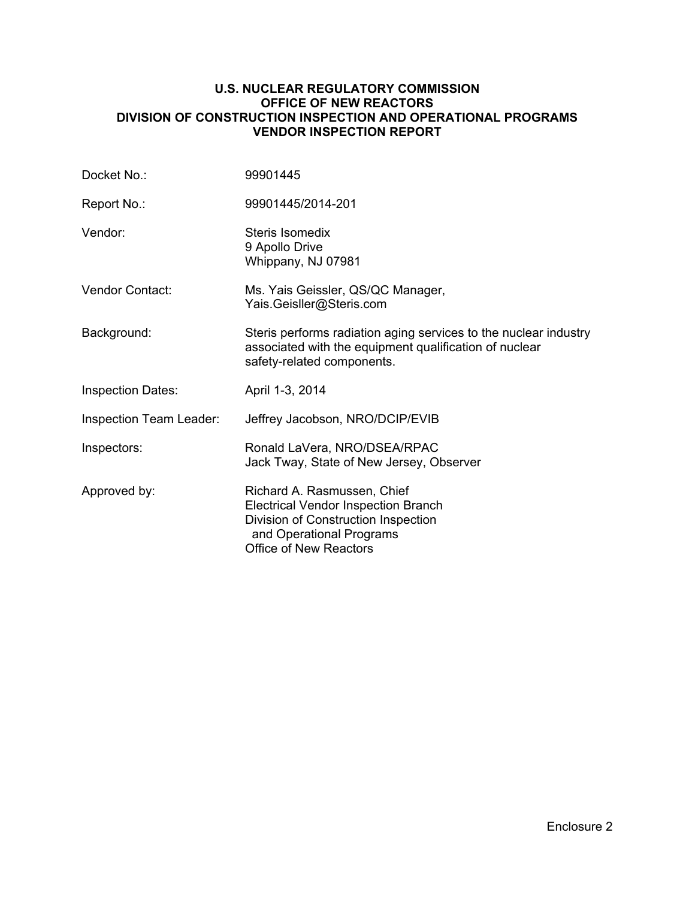**U.S. NUCLEAR REGULATORY COMMISSION**
**OFFICE OF NEW REACTORS**
**DIVISION OF CONSTRUCTION INSPECTION AND OPERATIONAL PROGRAMS**
**VENDOR INSPECTION REPORT**

| | |
|---|---|
| Docket No.: | 99901445 |
| Report No.: | 99901445/2014-201 |
| Vendor: | Steris Isomedix<br>9 Apollo Drive<br>Whippany, NJ 07981 |
| Vendor Contact: | Ms. Yais Geissler, QS/QC Manager,<br>Yais.Geislller@Steris.com |
| Background: | Steris performs radiation aging services to the nuclear industry associated with the equipment qualification of nuclear safety-related components. |
| Inspection Dates: | April 1-3, 2014 |
| Inspection Team Leader: | Jeffrey Jacobson, NRO/DCIP/EVIB |
| Inspectors: | Ronald LaVera, NRO/DSEA/RPAC<br>Jack Tway, State of New Jersey, Observer |
| Approved by: | Richard A. Rasmussen, Chief<br>Electrical Vendor Inspection Branch<br>Division of Construction Inspection and Operational Programs<br>Office of New Reactors |

Enclosure 2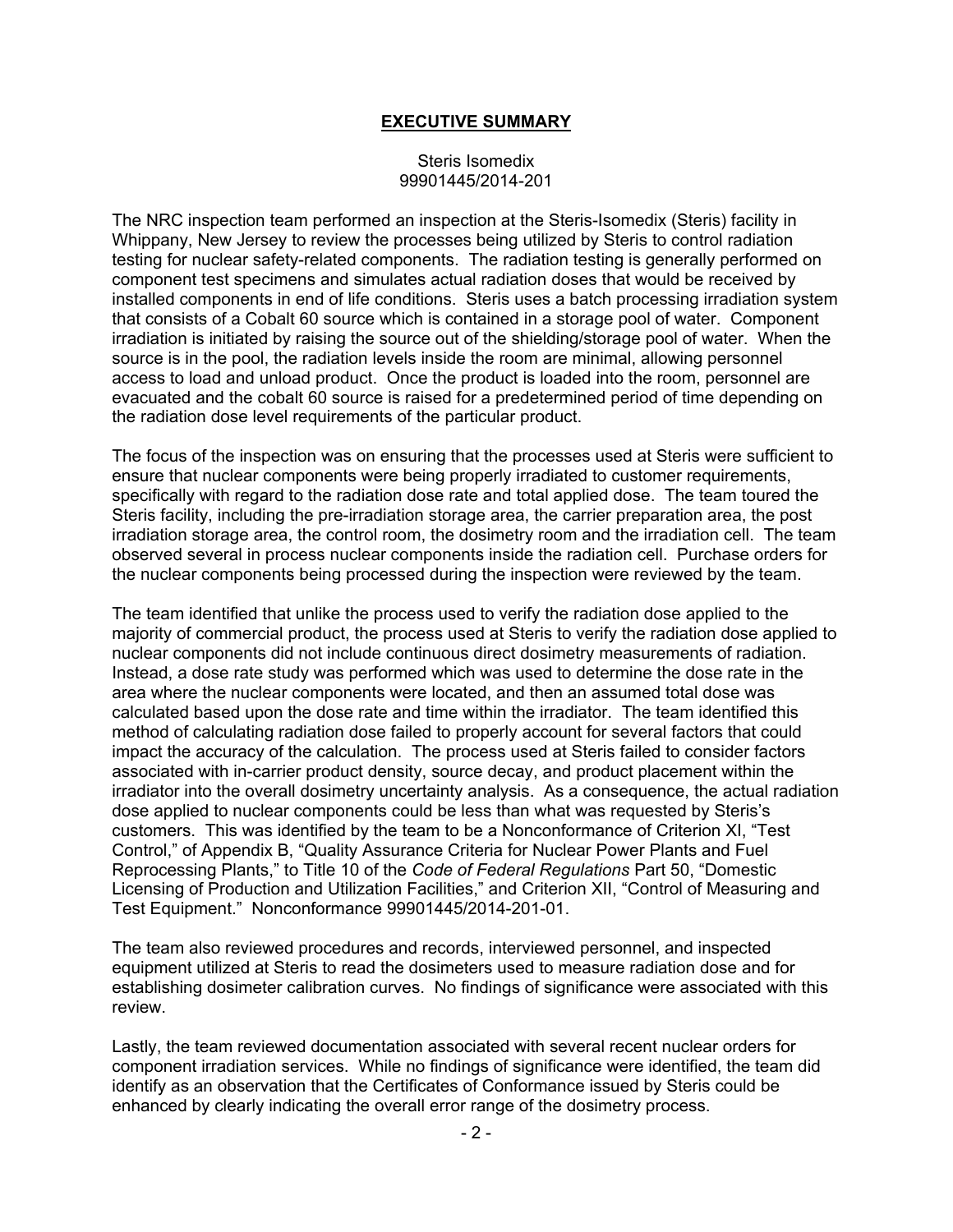# EXECUTIVE SUMMARY

Steris Isomedix
99901445/2014-201

The NRC inspection team performed an inspection at the Steris-Isomedix (Steris) facility in Whippany, New Jersey to review the processes being utilized by Steris to control radiation testing for nuclear safety-related components. The radiation testing is generally performed on component test specimens and simulates actual radiation doses that would be received by installed components in end of life conditions. Steris uses a batch processing irradiation system that consists of a Cobalt 60 source which is contained in a storage pool of water. Component irradiation is initiated by raising the source out of the shielding/storage pool of water. When the source is in the pool, the radiation levels inside the room are minimal, allowing personnel access to load and unload product. Once the product is loaded into the room, personnel are evacuated and the cobalt 60 source is raised for a predetermined period of time depending on the radiation dose level requirements of the particular product.

The focus of the inspection was on ensuring that the processes used at Steris were sufficient to ensure that nuclear components were being properly irradiated to customer requirements, specifically with regard to the radiation dose rate and total applied dose. The team toured the Steris facility, including the pre-irradiation storage area, the carrier preparation area, the post irradiation storage area, the control room, the dosimetry room and the irradiation cell. The team observed several in process nuclear components inside the radiation cell. Purchase orders for the nuclear components being processed during the inspection were reviewed by the team.

The team identified that unlike the process used to verify the radiation dose applied to the majority of commercial product, the process used at Steris to verify the radiation dose applied to nuclear components did not include continuous direct dosimetry measurements of radiation. Instead, a dose rate study was performed which was used to determine the dose rate in the area where the nuclear components were located, and then an assumed total dose was calculated based upon the dose rate and time within the irradiator. The team identified this method of calculating radiation dose failed to properly account for several factors that could impact the accuracy of the calculation. The process used at Steris failed to consider factors associated with in-carrier product density, source decay, and product placement within the irradiator into the overall dosimetry uncertainty analysis. As a consequence, the actual radiation dose applied to nuclear components could be less than what was requested by Steris's customers. This was identified by the team to be a Nonconformance of Criterion XI, "Test Control," of Appendix B, "Quality Assurance Criteria for Nuclear Power Plants and Fuel Reprocessing Plants," to Title 10 of the *Code of Federal Regulations* Part 50, "Domestic Licensing of Production and Utilization Facilities," and Criterion XII, "Control of Measuring and Test Equipment." Nonconformance 99901445/2014-201-01.

The team also reviewed procedures and records, interviewed personnel, and inspected equipment utilized at Steris to read the dosimeters used to measure radiation dose and for establishing dosimeter calibration curves. No findings of significance were associated with this review.

Lastly, the team reviewed documentation associated with several recent nuclear orders for component irradiation services. While no findings of significance were identified, the team did identify as an observation that the Certificates of Conformance issued by Steris could be enhanced by clearly indicating the overall error range of the dosimetry process.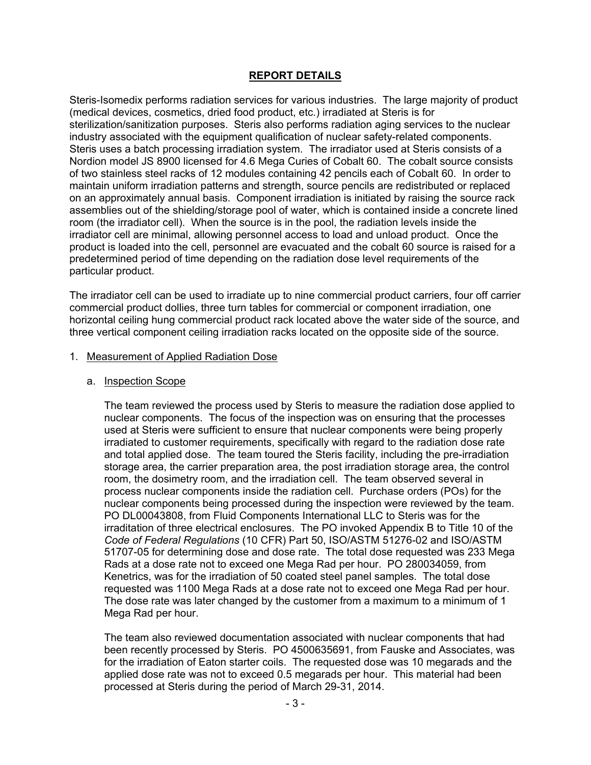## REPORT DETAILS

Steris-Isomedix performs radiation services for various industries. The large majority of product (medical devices, cosmetics, dried food product, etc.) irradiated at Steris is for sterilization/sanitization purposes. Steris also performs radiation aging services to the nuclear industry associated with the equipment qualification of nuclear safety-related components. Steris uses a batch processing irradiation system. The irradiator used at Steris consists of a Nordion model JS 8900 licensed for 4.6 Mega Curies of Cobalt 60. The cobalt source consists of two stainless steel racks of 12 modules containing 42 pencils each of Cobalt 60. In order to maintain uniform irradiation patterns and strength, source pencils are redistributed or replaced on an approximately annual basis. Component irradiation is initiated by raising the source rack assemblies out of the shielding/storage pool of water, which is contained inside a concrete lined room (the irradiator cell). When the source is in the pool, the radiation levels inside the irradiator cell are minimal, allowing personnel access to load and unload product. Once the product is loaded into the cell, personnel are evacuated and the cobalt 60 source is raised for a predetermined period of time depending on the radiation dose level requirements of the particular product.

The irradiator cell can be used to irradiate up to nine commercial product carriers, four off carrier commercial product dollies, three turn tables for commercial or component irradiation, one horizontal ceiling hung commercial product rack located above the water side of the source, and three vertical component ceiling irradiation racks located on the opposite side of the source.

1. Measurement of Applied Radiation Dose

   a. Inspection Scope

      The team reviewed the process used by Steris to measure the radiation dose applied to nuclear components. The focus of the inspection was on ensuring that the processes used at Steris were sufficient to ensure that nuclear components were being properly irradiated to customer requirements, specifically with regard to the radiation dose rate and total applied dose. The team toured the Steris facility, including the pre-irradiation storage area, the carrier preparation area, the post irradiation storage area, the control room, the dosimetry room, and the irradiation cell. The team observed several in process nuclear components inside the radiation cell. Purchase orders (POs) for the nuclear components being processed during the inspection were reviewed by the team. PO DL00043808, from Fluid Components International LLC to Steris was for the irraditation of three electrical enclosures. The PO invoked Appendix B to Title 10 of the *Code of Federal Regulations* (10 CFR) Part 50, ISO/ASTM 51276-02 and ISO/ASTM 51707-05 for determining dose and dose rate. The total dose requested was 233 Mega Rads at a dose rate not to exceed one Mega Rad per hour. PO 280034059, from Kenetrics, was for the irradiation of 50 coated steel panel samples. The total dose requested was 1100 Mega Rads at a dose rate not to exceed one Mega Rad per hour. The dose rate was later changed by the customer from a maximum to a minimum of 1 Mega Rad per hour.

      The team also reviewed documentation associated with nuclear components that had been recently processed by Steris. PO 4500635691, from Fauske and Associates, was for the irradiation of Eaton starter coils. The requested dose was 10 megarads and the applied dose rate was not to exceed 0.5 megarads per hour. This material had been processed at Steris during the period of March 29-31, 2014.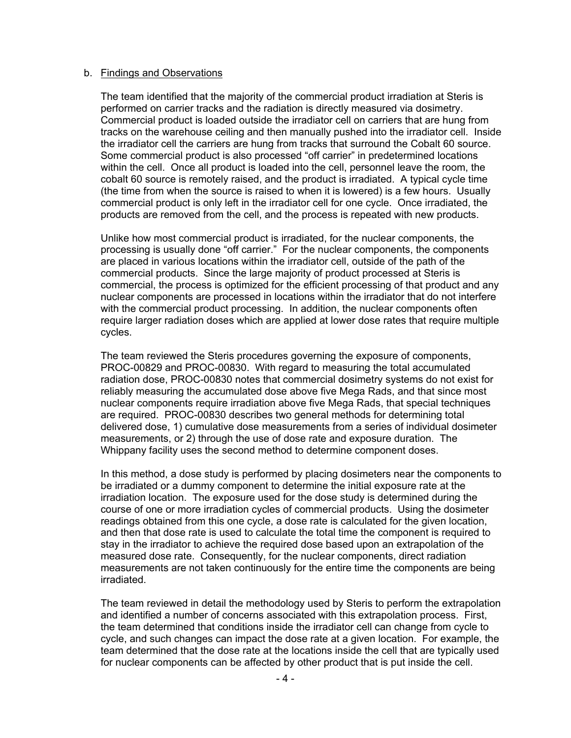b. Findings and Observations

The team identified that the majority of the commercial product irradiation at Steris is performed on carrier tracks and the radiation is directly measured via dosimetry. Commercial product is loaded outside the irradiator cell on carriers that are hung from tracks on the warehouse ceiling and then manually pushed into the irradiator cell. Inside the irradiator cell the carriers are hung from tracks that surround the Cobalt 60 source. Some commercial product is also processed "off carrier" in predetermined locations within the cell. Once all product is loaded into the cell, personnel leave the room, the cobalt 60 source is remotely raised, and the product is irradiated. A typical cycle time (the time from when the source is raised to when it is lowered) is a few hours. Usually commercial product is only left in the irradiator cell for one cycle. Once irradiated, the products are removed from the cell, and the process is repeated with new products.

Unlike how most commercial product is irradiated, for the nuclear components, the processing is usually done "off carrier." For the nuclear components, the components are placed in various locations within the irradiator cell, outside of the path of the commercial products. Since the large majority of product processed at Steris is commercial, the process is optimized for the efficient processing of that product and any nuclear components are processed in locations within the irradiator that do not interfere with the commercial product processing. In addition, the nuclear components often require larger radiation doses which are applied at lower dose rates that require multiple cycles.

The team reviewed the Steris procedures governing the exposure of components, PROC-00829 and PROC-00830. With regard to measuring the total accumulated radiation dose, PROC-00830 notes that commercial dosimetry systems do not exist for reliably measuring the accumulated dose above five Mega Rads, and that since most nuclear components require irradiation above five Mega Rads, that special techniques are required. PROC-00830 describes two general methods for determining total delivered dose, 1) cumulative dose measurements from a series of individual dosimeter measurements, or 2) through the use of dose rate and exposure duration. The Whippany facility uses the second method to determine component doses.

In this method, a dose study is performed by placing dosimeters near the components to be irradiated or a dummy component to determine the initial exposure rate at the irradiation location. The exposure used for the dose study is determined during the course of one or more irradiation cycles of commercial products. Using the dosimeter readings obtained from this one cycle, a dose rate is calculated for the given location, and then that dose rate is used to calculate the total time the component is required to stay in the irradiator to achieve the required dose based upon an extrapolation of the measured dose rate. Consequently, for the nuclear components, direct radiation measurements are not taken continuously for the entire time the components are being irradiated.

The team reviewed in detail the methodology used by Steris to perform the extrapolation and identified a number of concerns associated with this extrapolation process. First, the team determined that conditions inside the irradiator cell can change from cycle to cycle, and such changes can impact the dose rate at a given location. For example, the team determined that the dose rate at the locations inside the cell that are typically used for nuclear components can be affected by other product that is put inside the cell.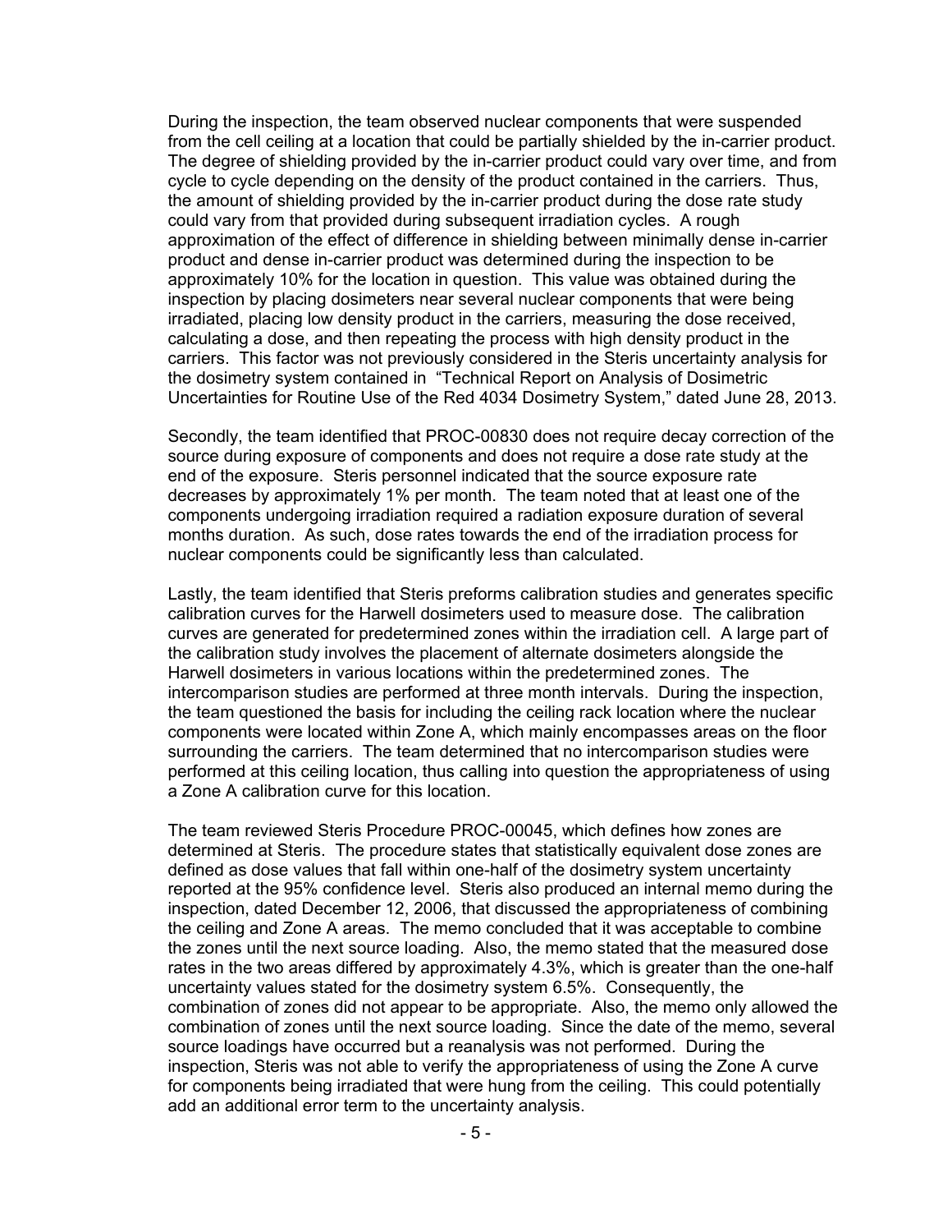During the inspection, the team observed nuclear components that were suspended from the cell ceiling at a location that could be partially shielded by the in-carrier product. The degree of shielding provided by the in-carrier product could vary over time, and from cycle to cycle depending on the density of the product contained in the carriers. Thus, the amount of shielding provided by the in-carrier product during the dose rate study could vary from that provided during subsequent irradiation cycles. A rough approximation of the effect of difference in shielding between minimally dense in-carrier product and dense in-carrier product was determined during the inspection to be approximately 10% for the location in question. This value was obtained during the inspection by placing dosimeters near several nuclear components that were being irradiated, placing low density product in the carriers, measuring the dose received, calculating a dose, and then repeating the process with high density product in the carriers. This factor was not previously considered in the Steris uncertainty analysis for the dosimetry system contained in "Technical Report on Analysis of Dosimetric Uncertainties for Routine Use of the Red 4034 Dosimetry System," dated June 28, 2013.

Secondly, the team identified that PROC-00830 does not require decay correction of the source during exposure of components and does not require a dose rate study at the end of the exposure. Steris personnel indicated that the source exposure rate decreases by approximately 1% per month. The team noted that at least one of the components undergoing irradiation required a radiation exposure duration of several months duration. As such, dose rates towards the end of the irradiation process for nuclear components could be significantly less than calculated.

Lastly, the team identified that Steris preforms calibration studies and generates specific calibration curves for the Harwell dosimeters used to measure dose. The calibration curves are generated for predetermined zones within the irradiation cell. A large part of the calibration study involves the placement of alternate dosimeters alongside the Harwell dosimeters in various locations within the predetermined zones. The intercomparison studies are performed at three month intervals. During the inspection, the team questioned the basis for including the ceiling rack location where the nuclear components were located within Zone A, which mainly encompasses areas on the floor surrounding the carriers. The team determined that no intercomparison studies were performed at this ceiling location, thus calling into question the appropriateness of using a Zone A calibration curve for this location.

The team reviewed Steris Procedure PROC-00045, which defines how zones are determined at Steris. The procedure states that statistically equivalent dose zones are defined as dose values that fall within one-half of the dosimetry system uncertainty reported at the 95% confidence level. Steris also produced an internal memo during the inspection, dated December 12, 2006, that discussed the appropriateness of combining the ceiling and Zone A areas. The memo concluded that it was acceptable to combine the zones until the next source loading. Also, the memo stated that the measured dose rates in the two areas differed by approximately 4.3%, which is greater than the one-half uncertainty values stated for the dosimetry system 6.5%. Consequently, the combination of zones did not appear to be appropriate. Also, the memo only allowed the combination of zones until the next source loading. Since the date of the memo, several source loadings have occurred but a reanalysis was not performed. During the inspection, Steris was not able to verify the appropriateness of using the Zone A curve for components being irradiated that were hung from the ceiling. This could potentially add an additional error term to the uncertainty analysis.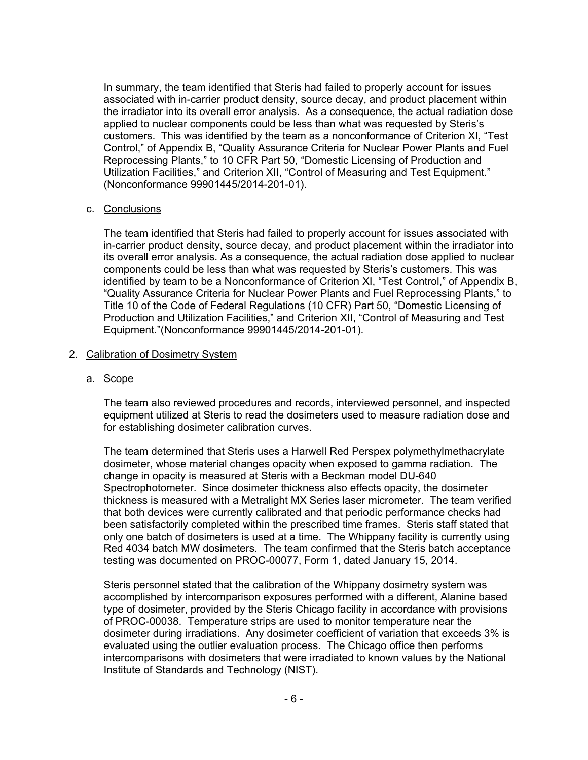In summary, the team identified that Steris had failed to properly account for issues associated with in-carrier product density, source decay, and product placement within the irradiator into its overall error analysis. As a consequence, the actual radiation dose applied to nuclear components could be less than what was requested by Steris's customers. This was identified by the team as a nonconformance of Criterion XI, "Test Control," of Appendix B, "Quality Assurance Criteria for Nuclear Power Plants and Fuel Reprocessing Plants," to 10 CFR Part 50, "Domestic Licensing of Production and Utilization Facilities," and Criterion XII, "Control of Measuring and Test Equipment." (Nonconformance 99901445/2014-201-01).

c. Conclusions

The team identified that Steris had failed to properly account for issues associated with in-carrier product density, source decay, and product placement within the irradiator into its overall error analysis. As a consequence, the actual radiation dose applied to nuclear components could be less than what was requested by Steris's customers. This was identified by team to be a Nonconformance of Criterion XI, "Test Control," of Appendix B, "Quality Assurance Criteria for Nuclear Power Plants and Fuel Reprocessing Plants," to Title 10 of the Code of Federal Regulations (10 CFR) Part 50, "Domestic Licensing of Production and Utilization Facilities," and Criterion XII, "Control of Measuring and Test Equipment."(Nonconformance 99901445/2014-201-01).

2. Calibration of Dosimetry System

a. Scope

The team also reviewed procedures and records, interviewed personnel, and inspected equipment utilized at Steris to read the dosimeters used to measure radiation dose and for establishing dosimeter calibration curves.

The team determined that Steris uses a Harwell Red Perspex polymethylmethacrylate dosimeter, whose material changes opacity when exposed to gamma radiation. The change in opacity is measured at Steris with a Beckman model DU-640 Spectrophotometer. Since dosimeter thickness also effects opacity, the dosimeter thickness is measured with a Metralight MX Series laser micrometer. The team verified that both devices were currently calibrated and that periodic performance checks had been satisfactorily completed within the prescribed time frames. Steris staff stated that only one batch of dosimeters is used at a time. The Whippany facility is currently using Red 4034 batch MW dosimeters. The team confirmed that the Steris batch acceptance testing was documented on PROC-00077, Form 1, dated January 15, 2014.

Steris personnel stated that the calibration of the Whippany dosimetry system was accomplished by intercomparison exposures performed with a different, Alanine based type of dosimeter, provided by the Steris Chicago facility in accordance with provisions of PROC-00038. Temperature strips are used to monitor temperature near the dosimeter during irradiations. Any dosimeter coefficient of variation that exceeds 3% is evaluated using the outlier evaluation process. The Chicago office then performs intercomparisons with dosimeters that were irradiated to known values by the National Institute of Standards and Technology (NIST).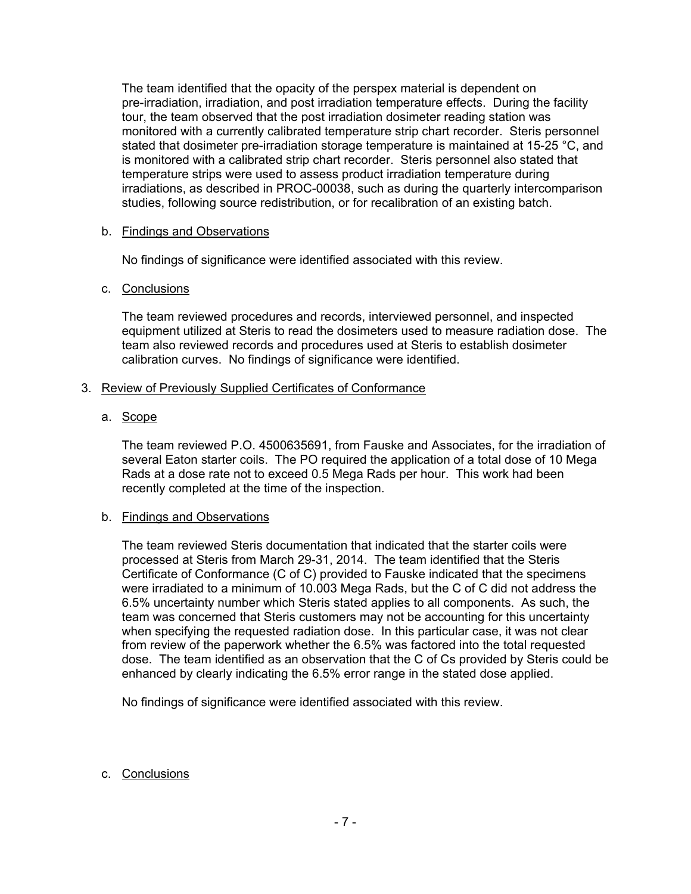The team identified that the opacity of the perspex material is dependent on pre-irradiation, irradiation, and post irradiation temperature effects. During the facility tour, the team observed that the post irradiation dosimeter reading station was monitored with a currently calibrated temperature strip chart recorder. Steris personnel stated that dosimeter pre-irradiation storage temperature is maintained at 15-25 °C, and is monitored with a calibrated strip chart recorder. Steris personnel also stated that temperature strips were used to assess product irradiation temperature during irradiations, as described in PROC-00038, such as during the quarterly intercomparison studies, following source redistribution, or for recalibration of an existing batch.

b. Findings and Observations

No findings of significance were identified associated with this review.

c. Conclusions

The team reviewed procedures and records, interviewed personnel, and inspected equipment utilized at Steris to read the dosimeters used to measure radiation dose. The team also reviewed records and procedures used at Steris to establish dosimeter calibration curves. No findings of significance were identified.

3. Review of Previously Supplied Certificates of Conformance

a. Scope

The team reviewed P.O. 4500635691, from Fauske and Associates, for the irradiation of several Eaton starter coils. The PO required the application of a total dose of 10 Mega Rads at a dose rate not to exceed 0.5 Mega Rads per hour. This work had been recently completed at the time of the inspection.

b. Findings and Observations

The team reviewed Steris documentation that indicated that the starter coils were processed at Steris from March 29-31, 2014. The team identified that the Steris Certificate of Conformance (C of C) provided to Fauske indicated that the specimens were irradiated to a minimum of 10.003 Mega Rads, but the C of C did not address the 6.5% uncertainty number which Steris stated applies to all components. As such, the team was concerned that Steris customers may not be accounting for this uncertainty when specifying the requested radiation dose. In this particular case, it was not clear from review of the paperwork whether the 6.5% was factored into the total requested dose. The team identified as an observation that the C of Cs provided by Steris could be enhanced by clearly indicating the 6.5% error range in the stated dose applied.

No findings of significance were identified associated with this review.

c. Conclusions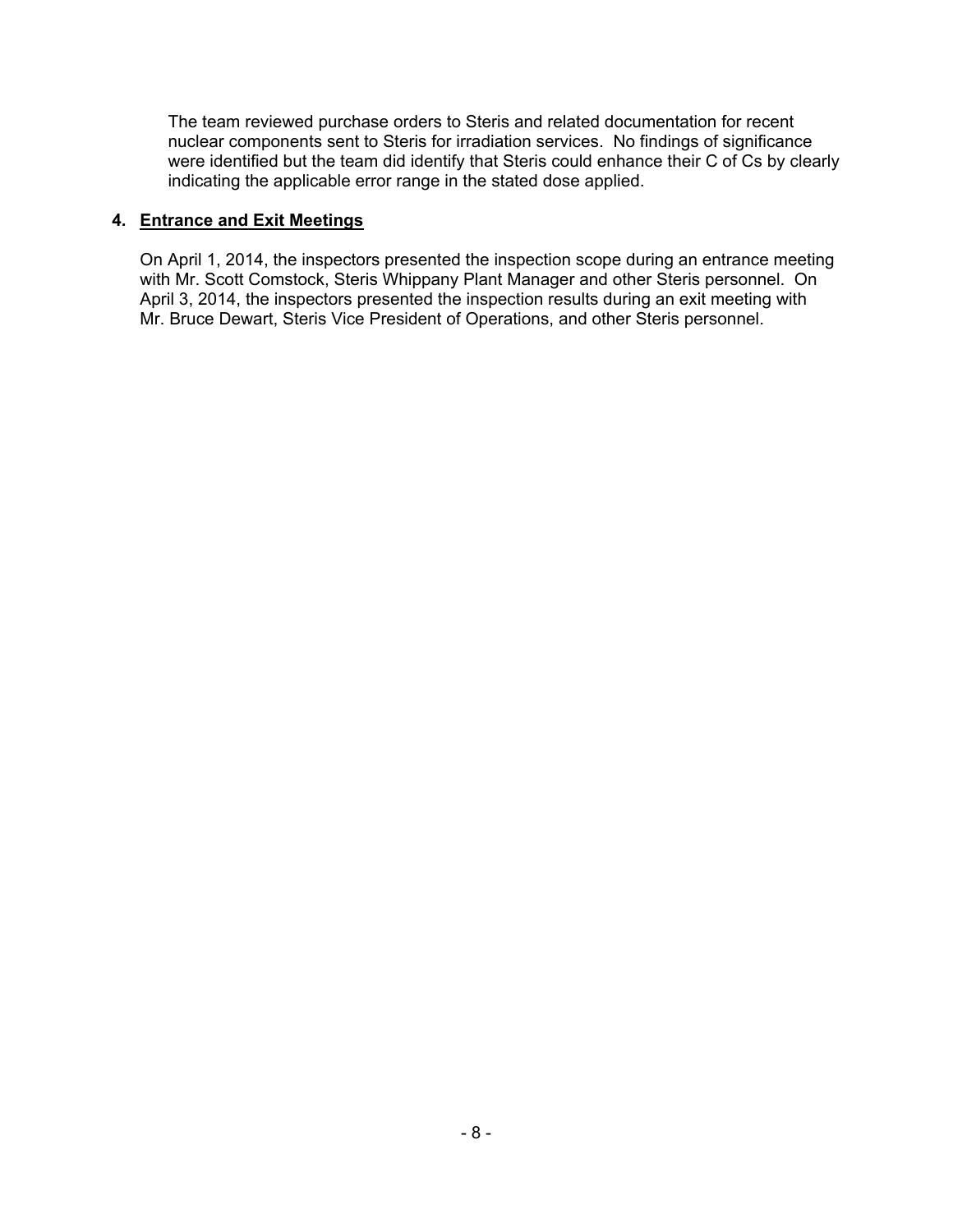The team reviewed purchase orders to Steris and related documentation for recent nuclear components sent to Steris for irradiation services. No findings of significance were identified but the team did identify that Steris could enhance their C of Cs by clearly indicating the applicable error range in the stated dose applied.

## 4. Entrance and Exit Meetings

On April 1, 2014, the inspectors presented the inspection scope during an entrance meeting with Mr. Scott Comstock, Steris Whippany Plant Manager and other Steris personnel. On April 3, 2014, the inspectors presented the inspection results during an exit meeting with Mr. Bruce Dewart, Steris Vice President of Operations, and other Steris personnel.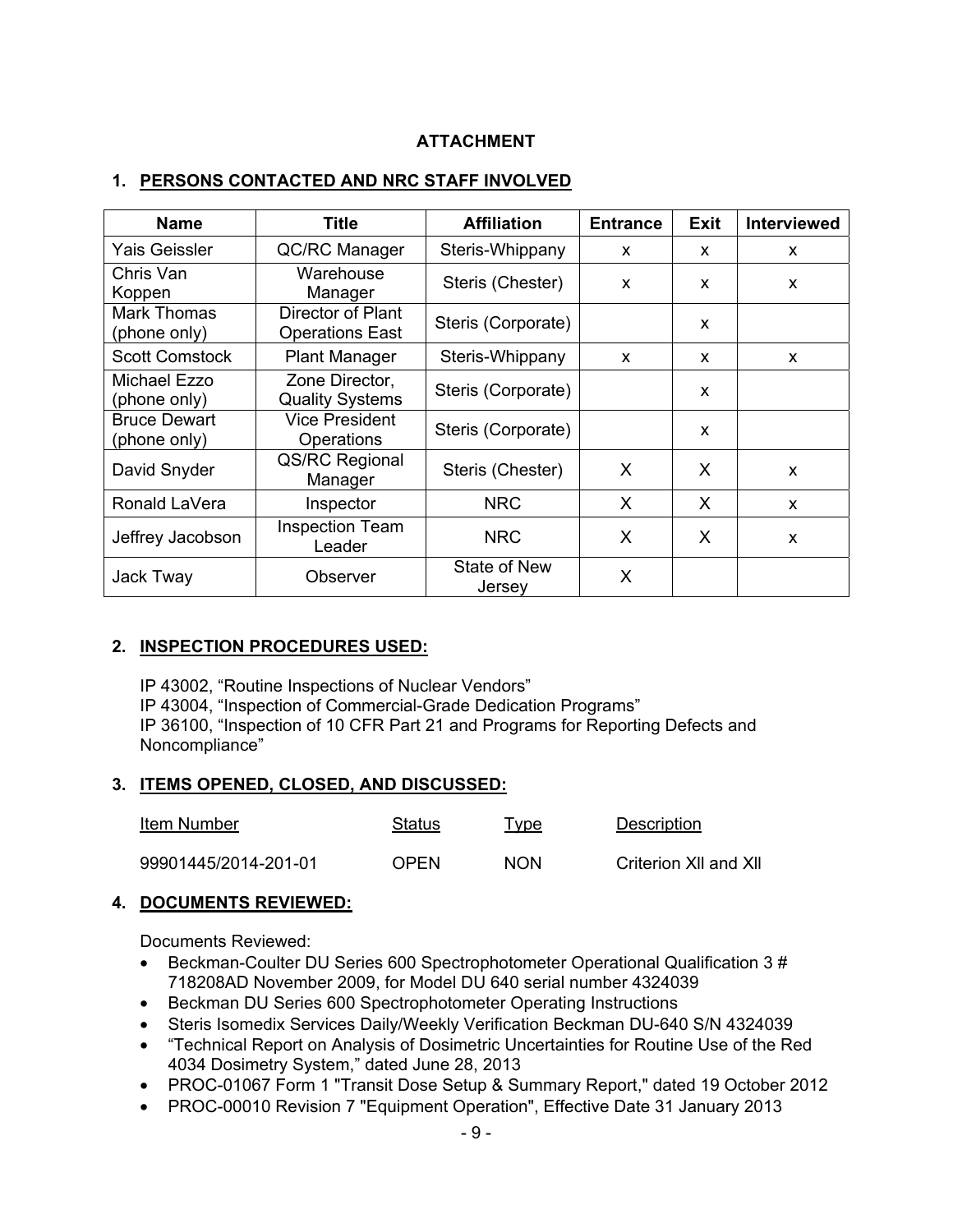**ATTACHMENT**

## 1. PERSONS CONTACTED AND NRC STAFF INVOLVED

| Name | Title | Affiliation | Entrance | Exit | Interviewed |
|---|---|---|---|---|---|
| Yais Geissler | QC/RC Manager | Steris-Whippany | x | x | x |
| Chris Van Koppen | Warehouse Manager | Steris (Chester) | x | x | x |
| Mark Thomas (phone only) | Director of Plant Operations East | Steris (Corporate) | | x | |
| Scott Comstock | Plant Manager | Steris-Whippany | x | x | x |
| Michael Ezzo (phone only) | Zone Director, Quality Systems | Steris (Corporate) | | x | |
| Bruce Dewart (phone only) | Vice President Operations | Steris (Corporate) | | x | |
| David Snyder | QS/RC Regional Manager | Steris (Chester) | X | X | x |
| Ronald LaVera | Inspector | NRC | X | X | x |
| Jeffrey Jacobson | Inspection Team Leader | NRC | X | X | x |
| Jack Tway | Observer | State of New Jersey | X | | |

## 2. INSPECTION PROCEDURES USED:

IP 43002, "Routine Inspections of Nuclear Vendors"
IP 43004, "Inspection of Commercial-Grade Dedication Programs"
IP 36100, "Inspection of 10 CFR Part 21 and Programs for Reporting Defects and Noncompliance"

## 3. ITEMS OPENED, CLOSED, AND DISCUSSED:

| Item Number | Status | Type | Description |
|---|---|---|---|
| 99901445/2014-201-01 | OPEN | NON | Criterion XII and XII |

## 4. DOCUMENTS REVIEWED:

Documents Reviewed:

- Beckman-Coulter DU Series 600 Spectrophotometer Operational Qualification 3 # 718208AD November 2009, for Model DU 640 serial number 4324039
- Beckman DU Series 600 Spectrophotometer Operating Instructions
- Steris Isomedix Services Daily/Weekly Verification Beckman DU-640 S/N 4324039
- "Technical Report on Analysis of Dosimetric Uncertainties for Routine Use of the Red 4034 Dosimetry System," dated June 28, 2013
- PROC-01067 Form 1 "Transit Dose Setup & Summary Report," dated 19 October 2012
- PROC-00010 Revision 7 "Equipment Operation", Effective Date 31 January 2013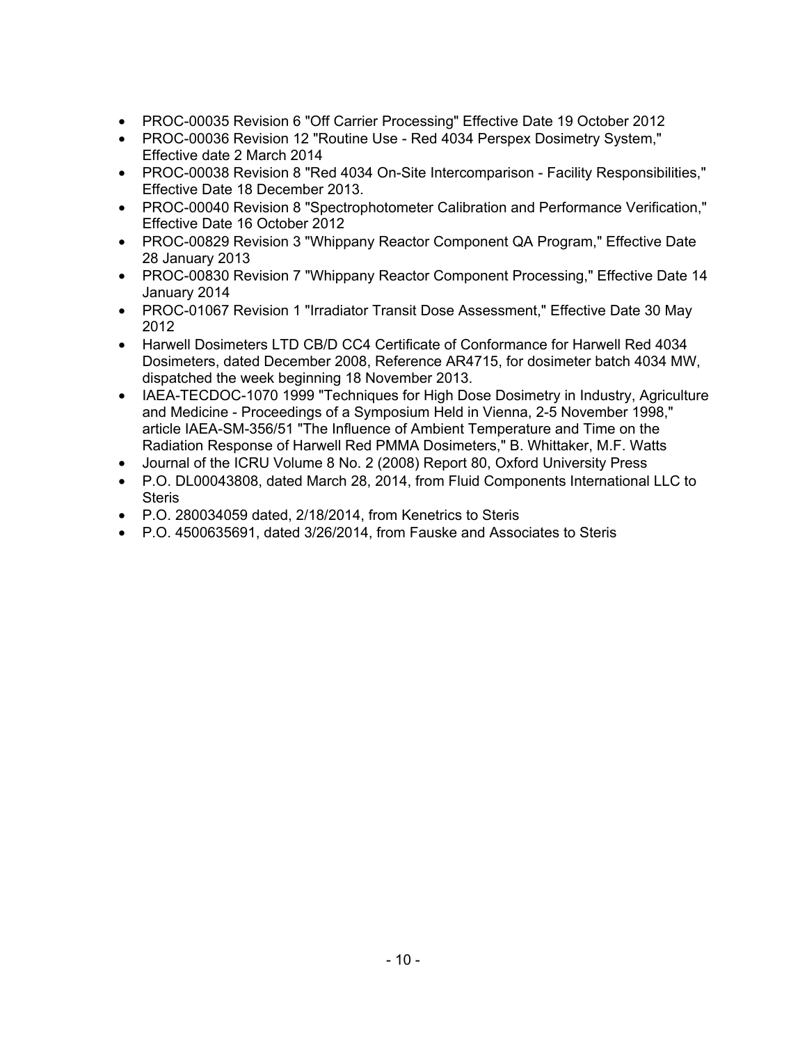- PROC-00035 Revision 6 "Off Carrier Processing" Effective Date 19 October 2012
- PROC-00036 Revision 12 "Routine Use - Red 4034 Perspex Dosimetry System," Effective date 2 March 2014
- PROC-00038 Revision 8 "Red 4034 On-Site Intercomparison - Facility Responsibilities," Effective Date 18 December 2013.
- PROC-00040 Revision 8 "Spectrophotometer Calibration and Performance Verification," Effective Date 16 October 2012
- PROC-00829 Revision 3 "Whippany Reactor Component QA Program," Effective Date 28 January 2013
- PROC-00830 Revision 7 "Whippany Reactor Component Processing," Effective Date 14 January 2014
- PROC-01067 Revision 1 "Irradiator Transit Dose Assessment," Effective Date 30 May 2012
- Harwell Dosimeters LTD CB/D CC4 Certificate of Conformance for Harwell Red 4034 Dosimeters, dated December 2008, Reference AR4715, for dosimeter batch 4034 MW, dispatched the week beginning 18 November 2013.
- IAEA-TECDOC-1070 1999 "Techniques for High Dose Dosimetry in Industry, Agriculture and Medicine - Proceedings of a Symposium Held in Vienna, 2-5 November 1998," article IAEA-SM-356/51 "The Influence of Ambient Temperature and Time on the Radiation Response of Harwell Red PMMA Dosimeters," B. Whittaker, M.F. Watts
- Journal of the ICRU Volume 8 No. 2 (2008) Report 80, Oxford University Press
- P.O. DL00043808, dated March 28, 2014, from Fluid Components International LLC to Steris
- P.O. 280034059 dated, 2/18/2014, from Kenetrics to Steris
- P.O. 4500635691, dated 3/26/2014, from Fauske and Associates to Steris